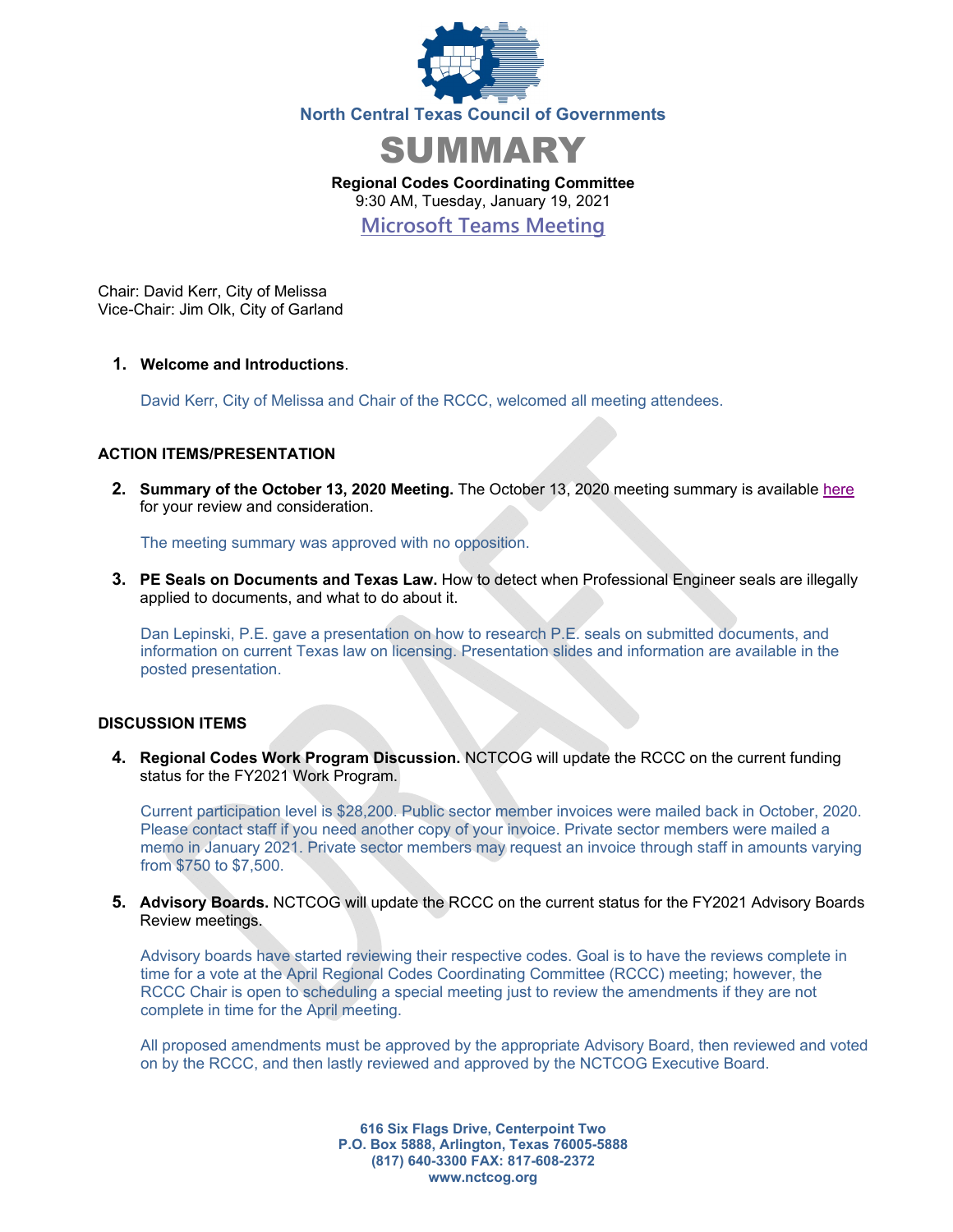North Central Texas Council of Governments

# SUMMARY

**Regional Codes Coordinating Committee**
9:30 AM, Tuesday, January 19, 2021
Microsoft Teams Meeting

Chair: David Kerr, City of Melissa
Vice-Chair: Jim Olk, City of Garland

1. **Welcome and Introductions**.

   David Kerr, City of Melissa and Chair of the RCCC, welcomed all meeting attendees.

## ACTION ITEMS/PRESENTATION

2. **Summary of the October 13, 2020 Meeting.** The October 13, 2020 meeting summary is available here for your review and consideration.

   The meeting summary was approved with no opposition.

3. **PE Seals on Documents and Texas Law.** How to detect when Professional Engineer seals are illegally applied to documents, and what to do about it.

   Dan Lepinski, P.E. gave a presentation on how to research P.E. seals on submitted documents, and information on current Texas law on licensing. Presentation slides and information are available in the posted presentation.

## DISCUSSION ITEMS

4. **Regional Codes Work Program Discussion.** NCTCOG will update the RCCC on the current funding status for the FY2021 Work Program.

   Current participation level is $28,200. Public sector member invoices were mailed back in October, 2020. Please contact staff if you need another copy of your invoice. Private sector members were mailed a memo in January 2021. Private sector members may request an invoice through staff in amounts varying from $750 to $7,500.

5. **Advisory Boards.** NCTCOG will update the RCCC on the current status for the FY2021 Advisory Boards Review meetings.

   Advisory boards have started reviewing their respective codes. Goal is to have the reviews complete in time for a vote at the April Regional Codes Coordinating Committee (RCCC) meeting; however, the RCCC Chair is open to scheduling a special meeting just to review the amendments if they are not complete in time for the April meeting.

   All proposed amendments must be approved by the appropriate Advisory Board, then reviewed and voted on by the RCCC, and then lastly reviewed and approved by the NCTCOG Executive Board.

616 Six Flags Drive, Centerpoint Two
P.O. Box 5888, Arlington, Texas 76005-5888
(817) 640-3300 FAX: 817-608-2372
www.nctcog.org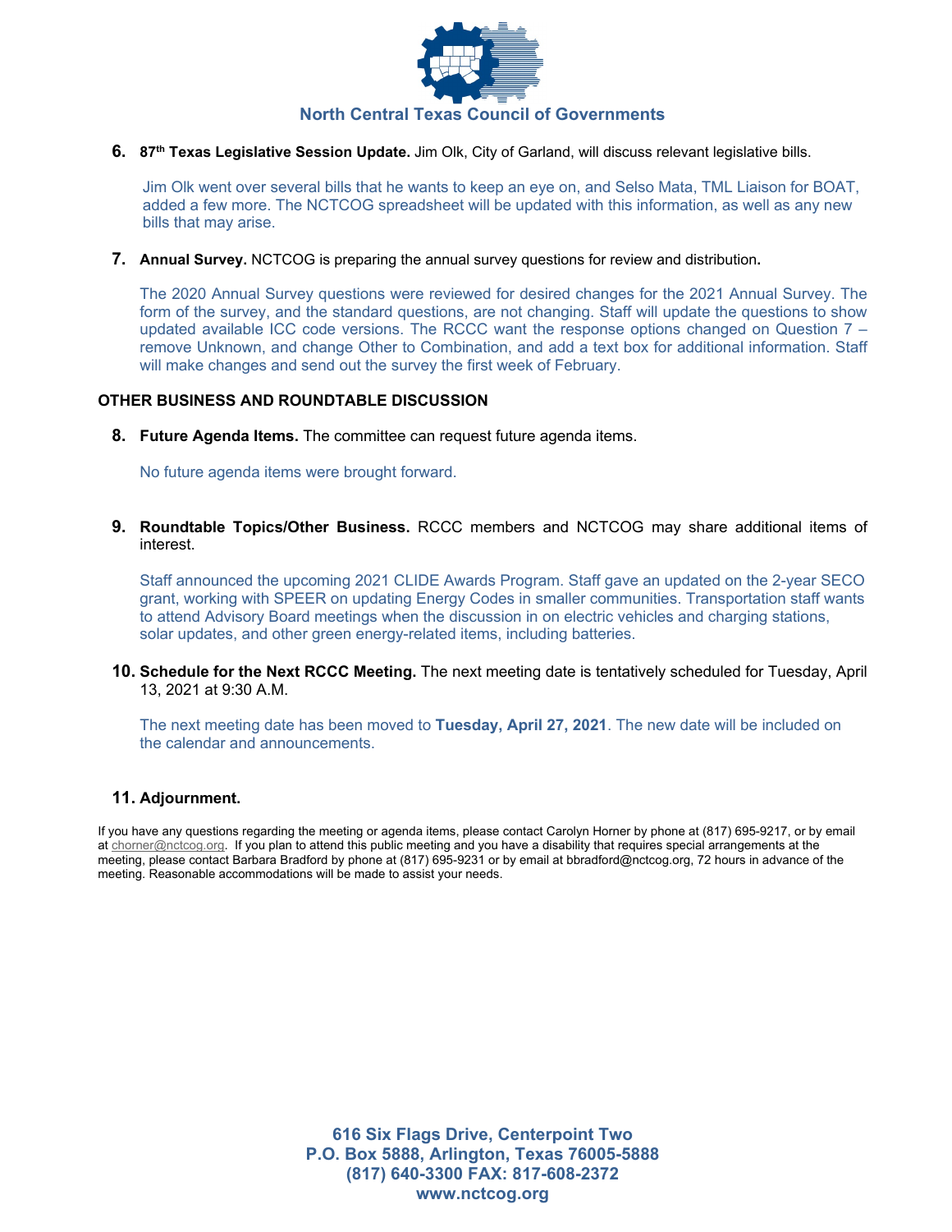**6. 87th Texas Legislative Session Update.** Jim Olk, City of Garland, will discuss relevant legislative bills.

Jim Olk went over several bills that he wants to keep an eye on, and Selso Mata, TML Liaison for BOAT, added a few more. The NCTCOG spreadsheet will be updated with this information, as well as any new bills that may arise.

**7. Annual Survey.** NCTCOG is preparing the annual survey questions for review and distribution**.**

The 2020 Annual Survey questions were reviewed for desired changes for the 2021 Annual Survey. The form of the survey, and the standard questions, are not changing. Staff will update the questions to show updated available ICC code versions. The RCCC want the response options changed on Question 7 – remove Unknown, and change Other to Combination, and add a text box for additional information. Staff will make changes and send out the survey the first week of February.

**OTHER BUSINESS AND ROUNDTABLE DISCUSSION**

**8. Future Agenda Items.** The committee can request future agenda items.

No future agenda items were brought forward.

**9. Roundtable Topics/Other Business.** RCCC members and NCTCOG may share additional items of interest.

Staff announced the upcoming 2021 CLIDE Awards Program. Staff gave an updated on the 2-year SECO grant, working with SPEER on updating Energy Codes in smaller communities. Transportation staff wants to attend Advisory Board meetings when the discussion in on electric vehicles and charging stations, solar updates, and other green energy-related items, including batteries.

**10. Schedule for the Next RCCC Meeting.** The next meeting date is tentatively scheduled for Tuesday, April 13, 2021 at 9:30 A.M.

The next meeting date has been moved to **Tuesday, April 27, 2021**. The new date will be included on the calendar and announcements.

**11. Adjournment.**

If you have any questions regarding the meeting or agenda items, please contact Carolyn Horner by phone at (817) 695-9217, or by email at chorner@nctcog.org. If you plan to attend this public meeting and you have a disability that requires special arrangements at the meeting, please contact Barbara Bradford by phone at (817) 695-9231 or by email at bbradford@nctcog.org, 72 hours in advance of the meeting. Reasonable accommodations will be made to assist your needs.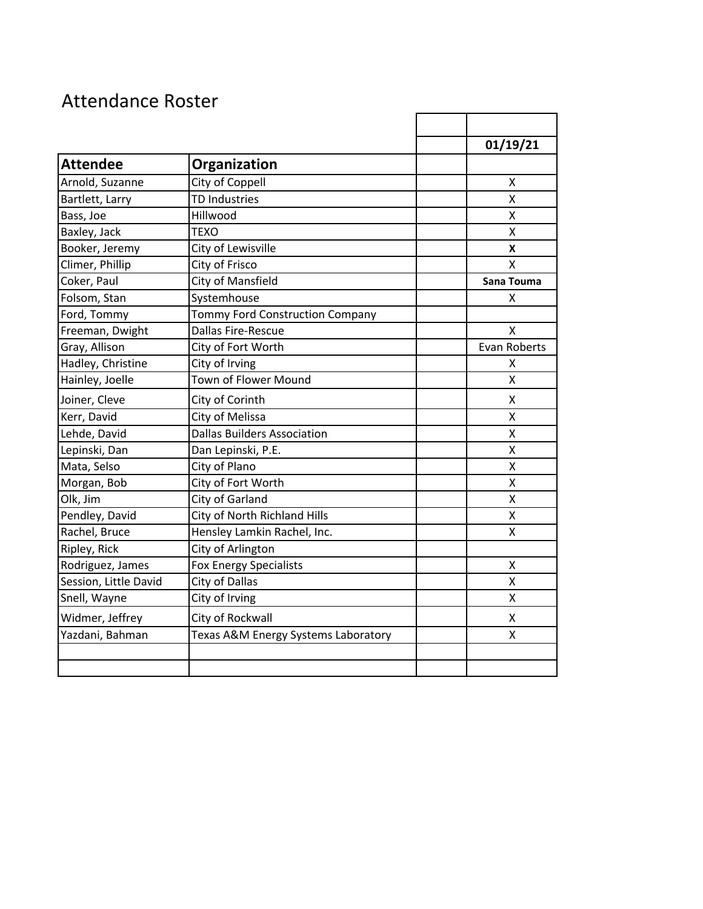# Attendance Roster

| Attendee | Organization | | 01/19/21 |
| --- | --- | --- | --- |
| Arnold, Suzanne | City of Coppell | | X |
| Bartlett, Larry | TD Industries | | X |
| Bass, Joe | Hillwood | | X |
| Baxley, Jack | TEXO | | X |
| Booker, Jeremy | City of Lewisville | | **X** |
| Climer, Phillip | City of Frisco | | X |
| Coker, Paul | City of Mansfield | | **Sana Touma** |
| Folsom, Stan | Systemhouse | | X |
| Ford, Tommy | Tommy Ford Construction Company | | |
| Freeman, Dwight | Dallas Fire-Rescue | | X |
| Gray, Allison | City of Fort Worth | | Evan Roberts |
| Hadley, Christine | City of Irving | | X |
| Hainley, Joelle | Town of Flower Mound | | X |
| Joiner, Cleve | City of Corinth | | X |
| Kerr, David | City of Melissa | | X |
| Lehde, David | Dallas Builders Association | | X |
| Lepinski, Dan | Dan Lepinski, P.E. | | X |
| Mata, Selso | City of Plano | | X |
| Morgan, Bob | City of Fort Worth | | X |
| Olk, Jim | City of Garland | | X |
| Pendley, David | City of North Richland Hills | | X |
| Rachel, Bruce | Hensley Lamkin Rachel, Inc. | | X |
| Ripley, Rick | City of Arlington | | |
| Rodriguez, James | Fox Energy Specialists | | X |
| Session, Little David | City of Dallas | | X |
| Snell, Wayne | City of Irving | | X |
| Widmer, Jeffrey | City of Rockwall | | X |
| Yazdani, Bahman | Texas A&M Energy Systems Laboratory | | X |
| | | | |
| | | | |